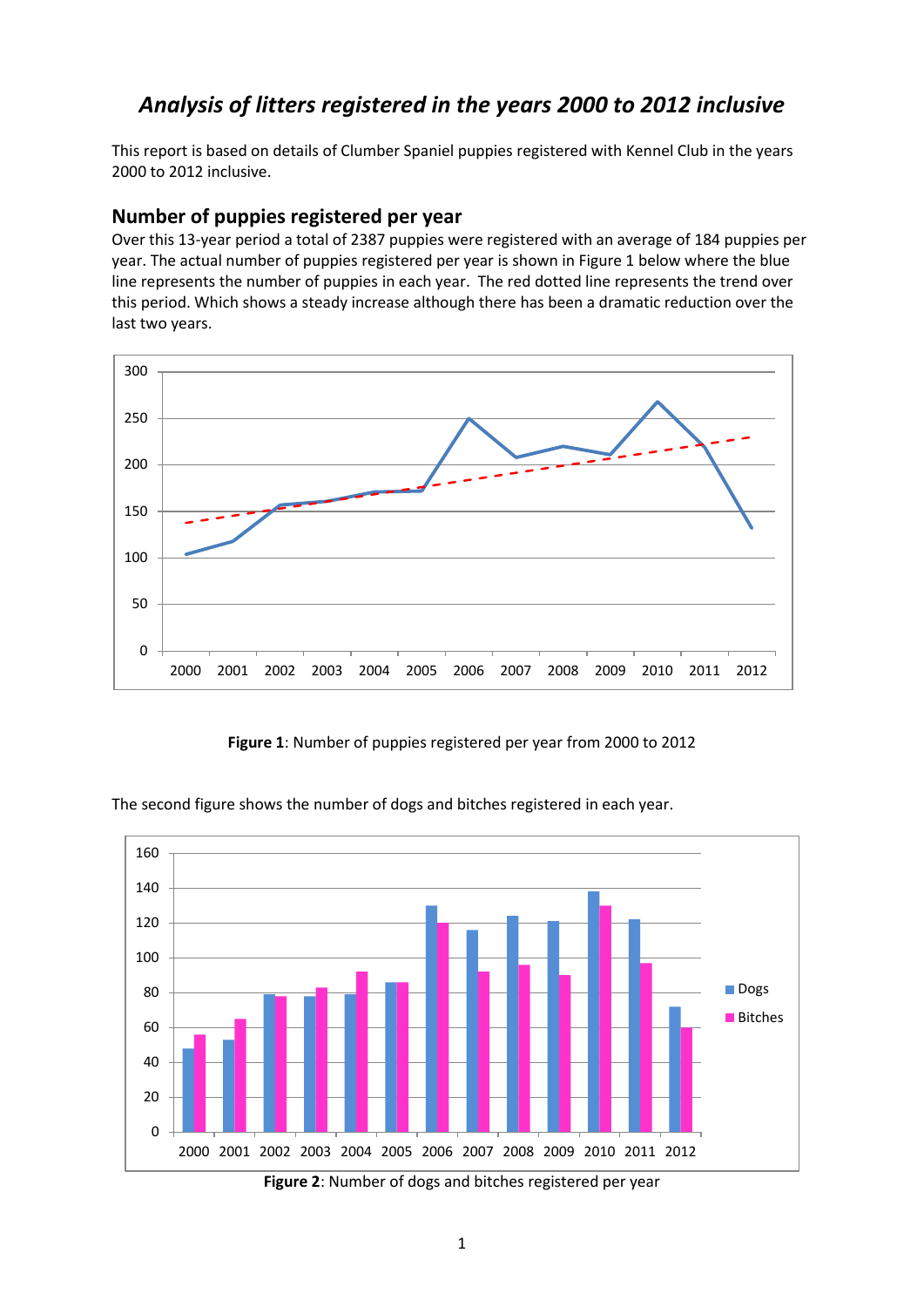# *Analysis of litters registered in the years 2000 to 2012 inclusive*

This report is based on details of Clumber Spaniel puppies registered with Kennel Club in the years 2000 to 2012 inclusive.

## Number of puppies registered per year

Over this 13-year period a total of 2387 puppies were registered with an average of 184 puppies per year. The actual number of puppies registered per year is shown in Figure 1 below where the blue line represents the number of puppies in each year. The red dotted line represents the trend over this period. Which shows a steady increase although there has been a dramatic reduction over the last two years.

**Figure 1**: Number of puppies registered per year from 2000 to 2012

The second figure shows the number of dogs and bitches registered in each year.

**Figure 2**: Number of dogs and bitches registered per year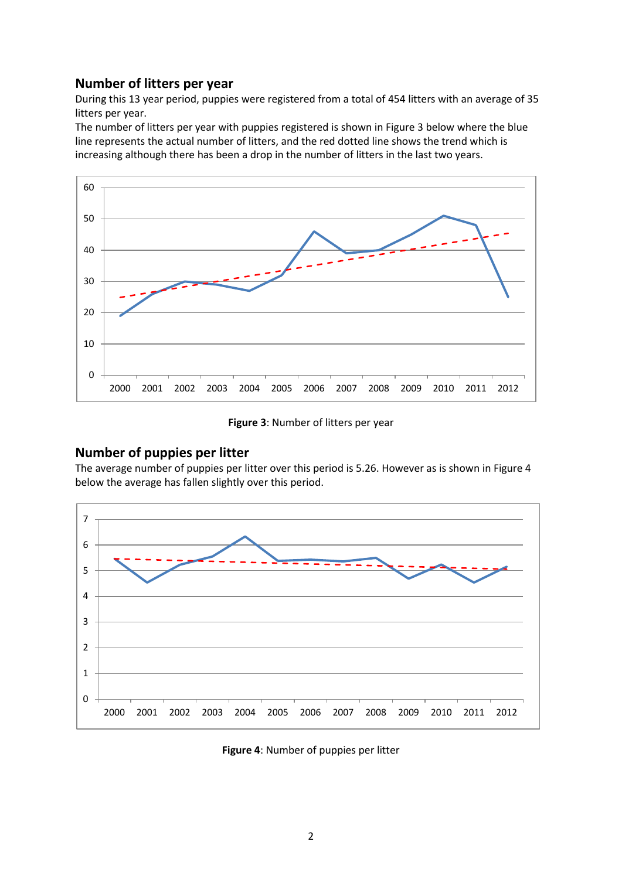## Number of litters per year

During this 13 year period, puppies were registered from a total of 454 litters with an average of 35 litters per year.

The number of litters per year with puppies registered is shown in Figure 3 below where the blue line represents the actual number of litters, and the red dotted line shows the trend which is increasing although there has been a drop in the number of litters in the last two years.

**Figure 3**: Number of litters per year

## Number of puppies per litter

The average number of puppies per litter over this period is 5.26. However as is shown in Figure 4 below the average has fallen slightly over this period.

**Figure 4**: Number of puppies per litter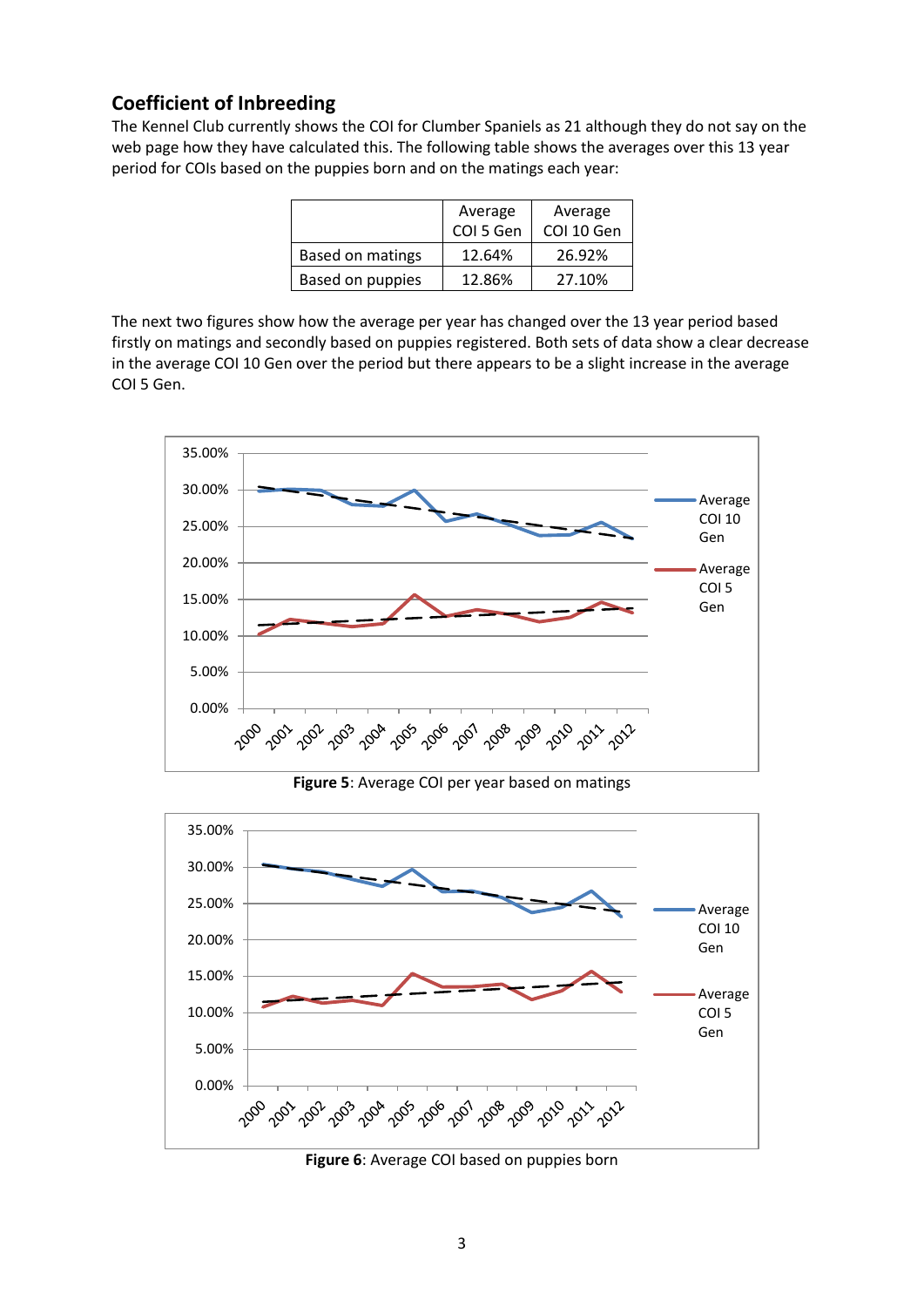## Coefficient of Inbreeding

The Kennel Club currently shows the COI for Clumber Spaniels as 21 although they do not say on the web page how they have calculated this. The following table shows the averages over this 13 year period for COIs based on the puppies born and on the matings each year:

| | Average COI 5 Gen | Average COI 10 Gen |
|---|---|---|
| Based on matings | 12.64% | 26.92% |
| Based on puppies | 12.86% | 27.10% |

The next two figures show how the average per year has changed over the 13 year period based firstly on matings and secondly based on puppies registered. Both sets of data show a clear decrease in the average COI 10 Gen over the period but there appears to be a slight increase in the average COI 5 Gen.

**Figure 5**: Average COI per year based on matings

**Figure 6**: Average COI based on puppies born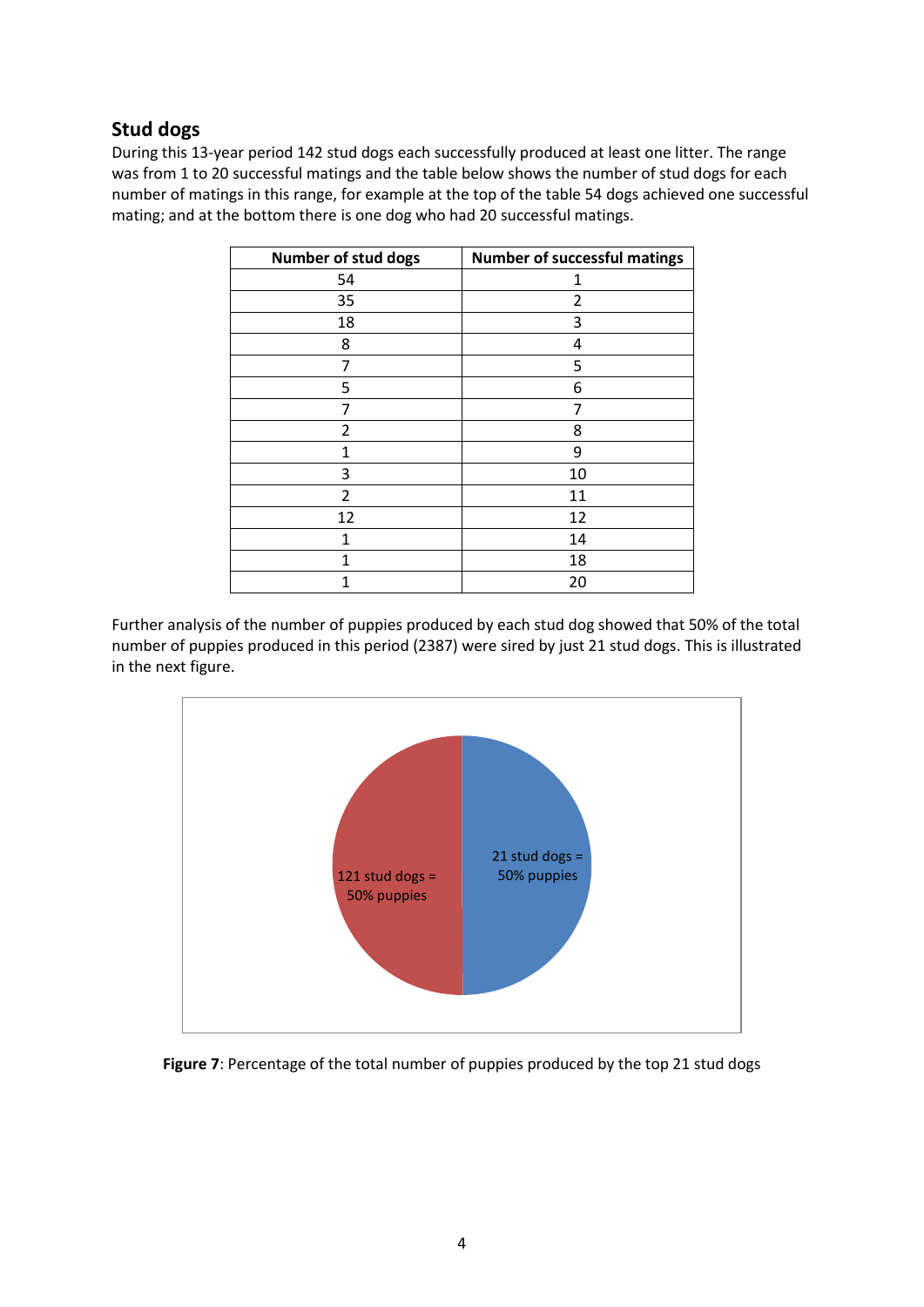## Stud dogs

During this 13-year period 142 stud dogs each successfully produced at least one litter. The range was from 1 to 20 successful matings and the table below shows the number of stud dogs for each number of matings in this range, for example at the top of the table 54 dogs achieved one successful mating; and at the bottom there is one dog who had 20 successful matings.

| Number of stud dogs | Number of successful matings |
|---|---|
| 54 | 1 |
| 35 | 2 |
| 18 | 3 |
| 8 | 4 |
| 7 | 5 |
| 5 | 6 |
| 7 | 7 |
| 2 | 8 |
| 1 | 9 |
| 3 | 10 |
| 2 | 11 |
| 12 | 12 |
| 1 | 14 |
| 1 | 18 |
| 1 | 20 |

Further analysis of the number of puppies produced by each stud dog showed that 50% of the total number of puppies produced in this period (2387) were sired by just 21 stud dogs. This is illustrated in the next figure.

121 stud dogs = 50% puppies

21 stud dogs = 50% puppies

**Figure 7**: Percentage of the total number of puppies produced by the top 21 stud dogs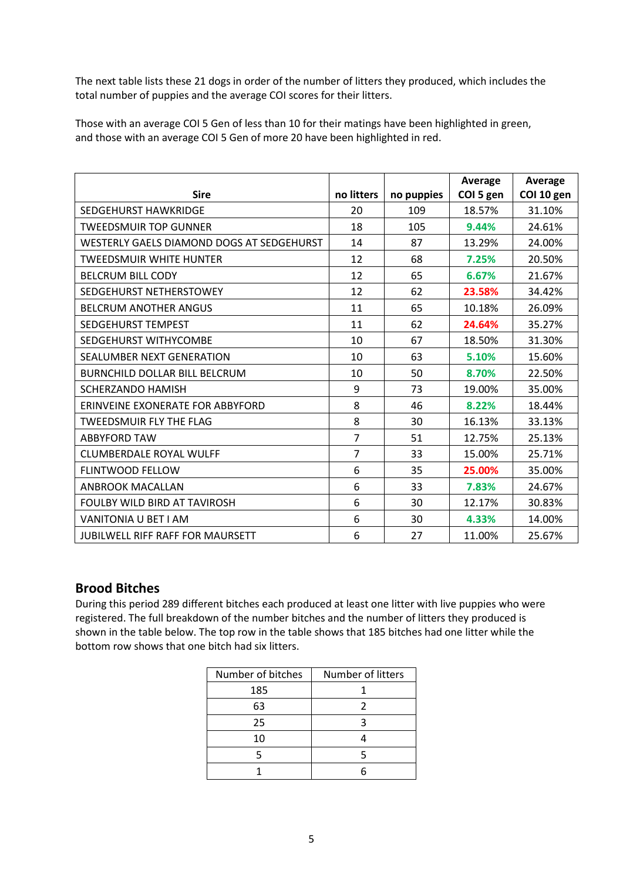The next table lists these 21 dogs in order of the number of litters they produced, which includes the total number of puppies and the average COI scores for their litters.

Those with an average COI 5 Gen of less than 10 for their matings have been highlighted in green, and those with an average COI 5 Gen of more 20 have been highlighted in red.

| Sire | no litters | no puppies | Average COI 5 gen | Average COI 10 gen |
|---|---|---|---|---|
| SEDGEHURST HAWKRIDGE | 20 | 109 | 18.57% | 31.10% |
| TWEEDSMUIR TOP GUNNER | 18 | 105 | 9.44% | 24.61% |
| WESTERLY GAELS DIAMOND DOGS AT SEDGEHURST | 14 | 87 | 13.29% | 24.00% |
| TWEEDSMUIR WHITE HUNTER | 12 | 68 | 7.25% | 20.50% |
| BELCRUM BILL CODY | 12 | 65 | 6.67% | 21.67% |
| SEDGEHURST NETHERSTOWEY | 12 | 62 | 23.58% | 34.42% |
| BELCRUM ANOTHER ANGUS | 11 | 65 | 10.18% | 26.09% |
| SEDGEHURST TEMPEST | 11 | 62 | 24.64% | 35.27% |
| SEDGEHURST WITHYCOMBE | 10 | 67 | 18.50% | 31.30% |
| SEALUMBER NEXT GENERATION | 10 | 63 | 5.10% | 15.60% |
| BURNCHILD DOLLAR BILL BELCRUM | 10 | 50 | 8.70% | 22.50% |
| SCHERZANDO HAMISH | 9 | 73 | 19.00% | 35.00% |
| ERINVEINE EXONERATE FOR ABBYFORD | 8 | 46 | 8.22% | 18.44% |
| TWEEDSMUIR FLY THE FLAG | 8 | 30 | 16.13% | 33.13% |
| ABBYFORD TAW | 7 | 51 | 12.75% | 25.13% |
| CLUMBERDALE ROYAL WULFF | 7 | 33 | 15.00% | 25.71% |
| FLINTWOOD FELLOW | 6 | 35 | 25.00% | 35.00% |
| ANBROOK MACALLAN | 6 | 33 | 7.83% | 24.67% |
| FOULBY WILD BIRD AT TAVIROSH | 6 | 30 | 12.17% | 30.83% |
| VANITONIA U BET I AM | 6 | 30 | 4.33% | 14.00% |
| JUBILWELL RIFF RAFF FOR MAURSETT | 6 | 27 | 11.00% | 25.67% |

## Brood Bitches

During this period 289 different bitches each produced at least one litter with live puppies who were registered. The full breakdown of the number bitches and the number of litters they produced is shown in the table below. The top row in the table shows that 185 bitches had one litter while the bottom row shows that one bitch had six litters.

| Number of bitches | Number of litters |
|---|---|
| 185 | 1 |
| 63 | 2 |
| 25 | 3 |
| 10 | 4 |
| 5 | 5 |
| 1 | 6 |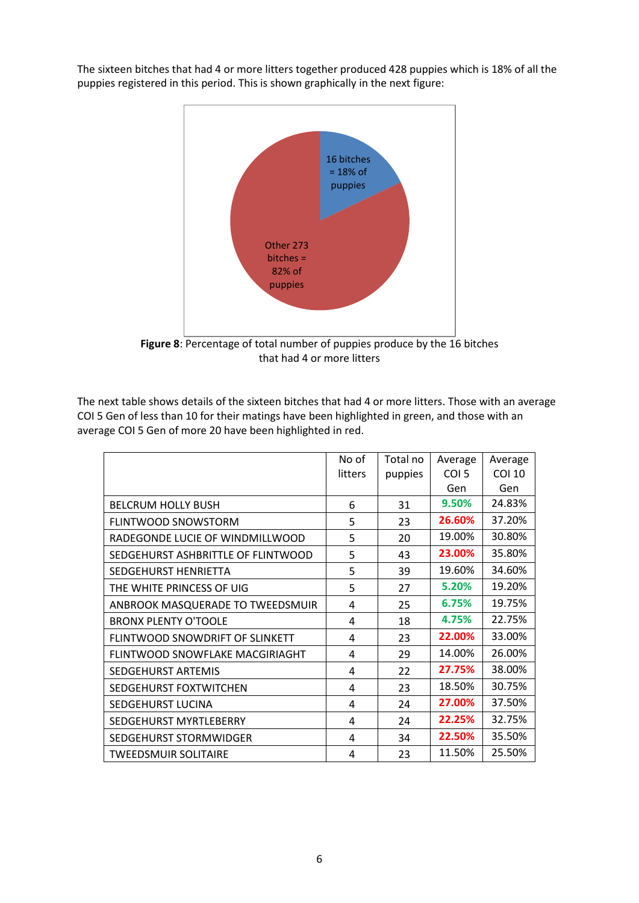The sixteen bitches that had 4 or more litters together produced 428 puppies which is 18% of all the puppies registered in this period. This is shown graphically in the next figure:

16 bitches = 18% of puppies

Other 273 bitches = 82% of puppies

**Figure 8**: Percentage of total number of puppies produce by the 16 bitches that had 4 or more litters

The next table shows details of the sixteen bitches that had 4 or more litters. Those with an average COI 5 Gen of less than 10 for their matings have been highlighted in green, and those with an average COI 5 Gen of more 20 have been highlighted in red.

| | No of litters | Total no puppies | Average COI 5 Gen | Average COI 10 Gen |
|---|---|---|---|---|
| BELCRUM HOLLY BUSH | 6 | 31 | **9.50%** | 24.83% |
| FLINTWOOD SNOWSTORM | 5 | 23 | **26.60%** | 37.20% |
| RADEGONDE LUCIE OF WINDMILLWOOD | 5 | 20 | 19.00% | 30.80% |
| SEDGEHURST ASHBRITTLE OF FLINTWOOD | 5 | 43 | **23.00%** | 35.80% |
| SEDGEHURST HENRIETTA | 5 | 39 | 19.60% | 34.60% |
| THE WHITE PRINCESS OF UIG | 5 | 27 | **5.20%** | 19.20% |
| ANBROOK MASQUERADE TO TWEEDSMUIR | 4 | 25 | **6.75%** | 19.75% |
| BRONX PLENTY O'TOOLE | 4 | 18 | **4.75%** | 22.75% |
| FLINTWOOD SNOWDRIFT OF SLINKETT | 4 | 23 | **22.00%** | 33.00% |
| FLINTWOOD SNOWFLAKE MACGIRIAGHT | 4 | 29 | 14.00% | 26.00% |
| SEDGEHURST ARTEMIS | 4 | 22 | **27.75%** | 38.00% |
| SEDGEHURST FOXTWITCHEN | 4 | 23 | 18.50% | 30.75% |
| SEDGEHURST LUCINA | 4 | 24 | **27.00%** | 37.50% |
| SEDGEHURST MYRTLEBERRY | 4 | 24 | **22.25%** | 32.75% |
| SEDGEHURST STORMWIDGER | 4 | 34 | **22.50%** | 35.50% |
| TWEEDSMUIR SOLITAIRE | 4 | 23 | 11.50% | 25.50% |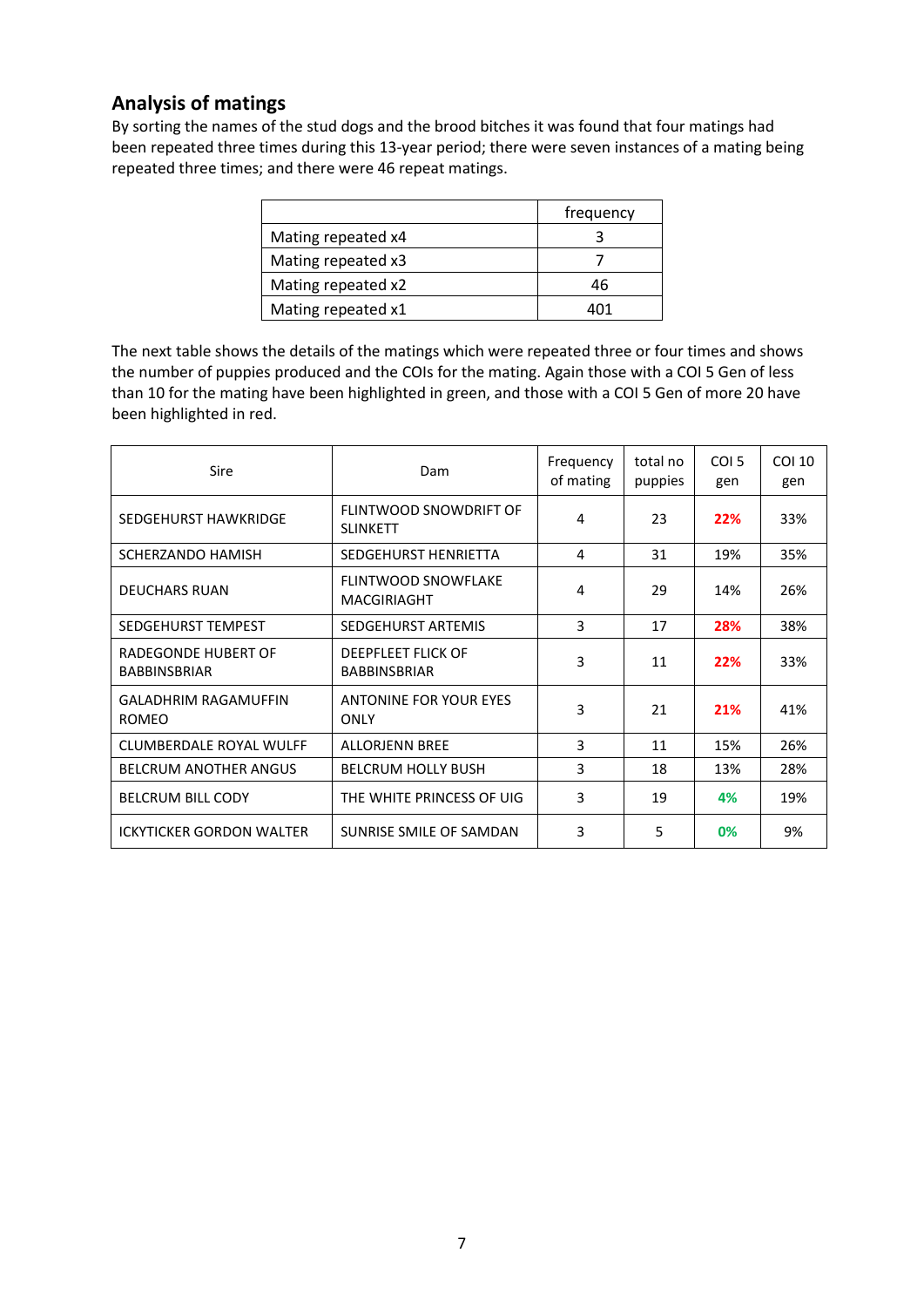## Analysis of matings

By sorting the names of the stud dogs and the brood bitches it was found that four matings had been repeated three times during this 13-year period; there were seven instances of a mating being repeated three times; and there were 46 repeat matings.

| | frequency |
|---|---|
| Mating repeated x4 | 3 |
| Mating repeated x3 | 7 |
| Mating repeated x2 | 46 |
| Mating repeated x1 | 401 |

The next table shows the details of the matings which were repeated three or four times and shows the number of puppies produced and the COIs for the mating. Again those with a COI 5 Gen of less than 10 for the mating have been highlighted in green, and those with a COI 5 Gen of more 20 have been highlighted in red.

| Sire | Dam | Frequency of mating | total no puppies | COI 5 gen | COI 10 gen |
|---|---|---|---|---|---|
| SEDGEHURST HAWKRIDGE | FLINTWOOD SNOWDRIFT OF SLINKETT | 4 | 23 | **22%** | 33% |
| SCHERZANDO HAMISH | SEDGEHURST HENRIETTA | 4 | 31 | 19% | 35% |
| DEUCHARS RUAN | FLINTWOOD SNOWFLAKE MACGIRIAGHT | 4 | 29 | 14% | 26% |
| SEDGEHURST TEMPEST | SEDGEHURST ARTEMIS | 3 | 17 | **28%** | 38% |
| RADEGONDE HUBERT OF BABBINSBRIAR | DEEPFLEET FLICK OF BABBINSBRIAR | 3 | 11 | **22%** | 33% |
| GALADHRIM RAGAMUFFIN ROMEO | ANTONINE FOR YOUR EYES ONLY | 3 | 21 | **21%** | 41% |
| CLUMBERDALE ROYAL WULFF | ALLORJENN BREE | 3 | 11 | 15% | 26% |
| BELCRUM ANOTHER ANGUS | BELCRUM HOLLY BUSH | 3 | 18 | 13% | 28% |
| BELCRUM BILL CODY | THE WHITE PRINCESS OF UIG | 3 | 19 | **4%** | 19% |
| ICKYTICKER GORDON WALTER | SUNRISE SMILE OF SAMDAN | 3 | 5 | **0%** | 9% |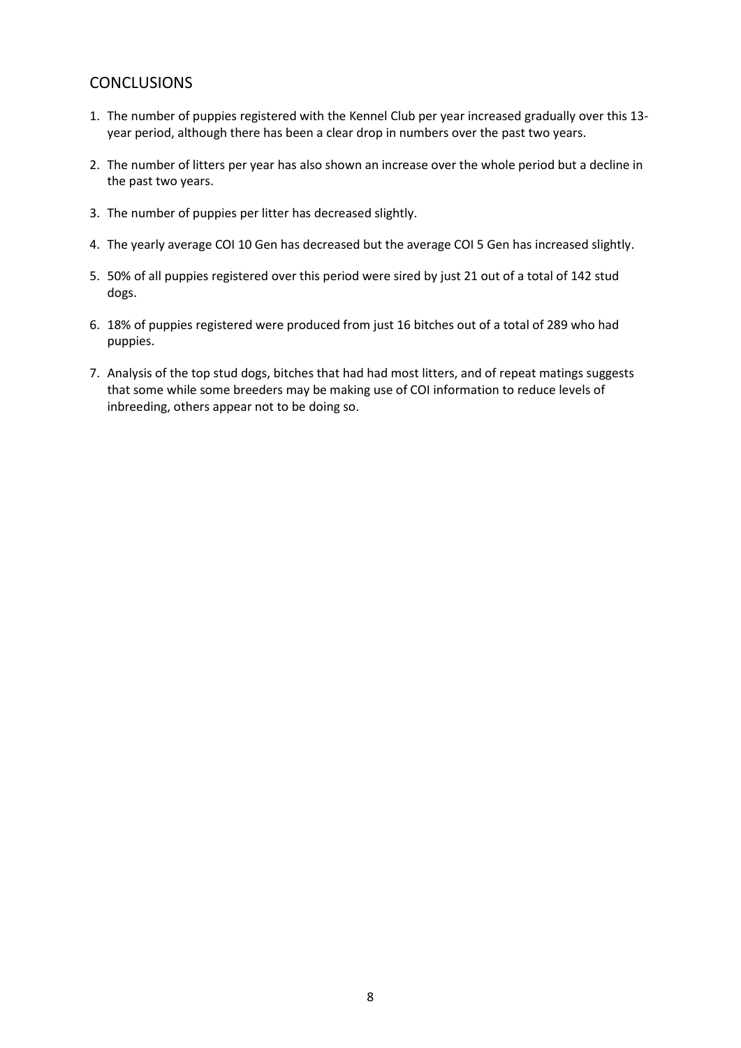## CONCLUSIONS

1. The number of puppies registered with the Kennel Club per year increased gradually over this 13-year period, although there has been a clear drop in numbers over the past two years.
2. The number of litters per year has also shown an increase over the whole period but a decline in the past two years.
3. The number of puppies per litter has decreased slightly.
4. The yearly average COI 10 Gen has decreased but the average COI 5 Gen has increased slightly.
5. 50% of all puppies registered over this period were sired by just 21 out of a total of 142 stud dogs.
6. 18% of puppies registered were produced from just 16 bitches out of a total of 289 who had puppies.
7. Analysis of the top stud dogs, bitches that had had most litters, and of repeat matings suggests that some while some breeders may be making use of COI information to reduce levels of inbreeding, others appear not to be doing so.